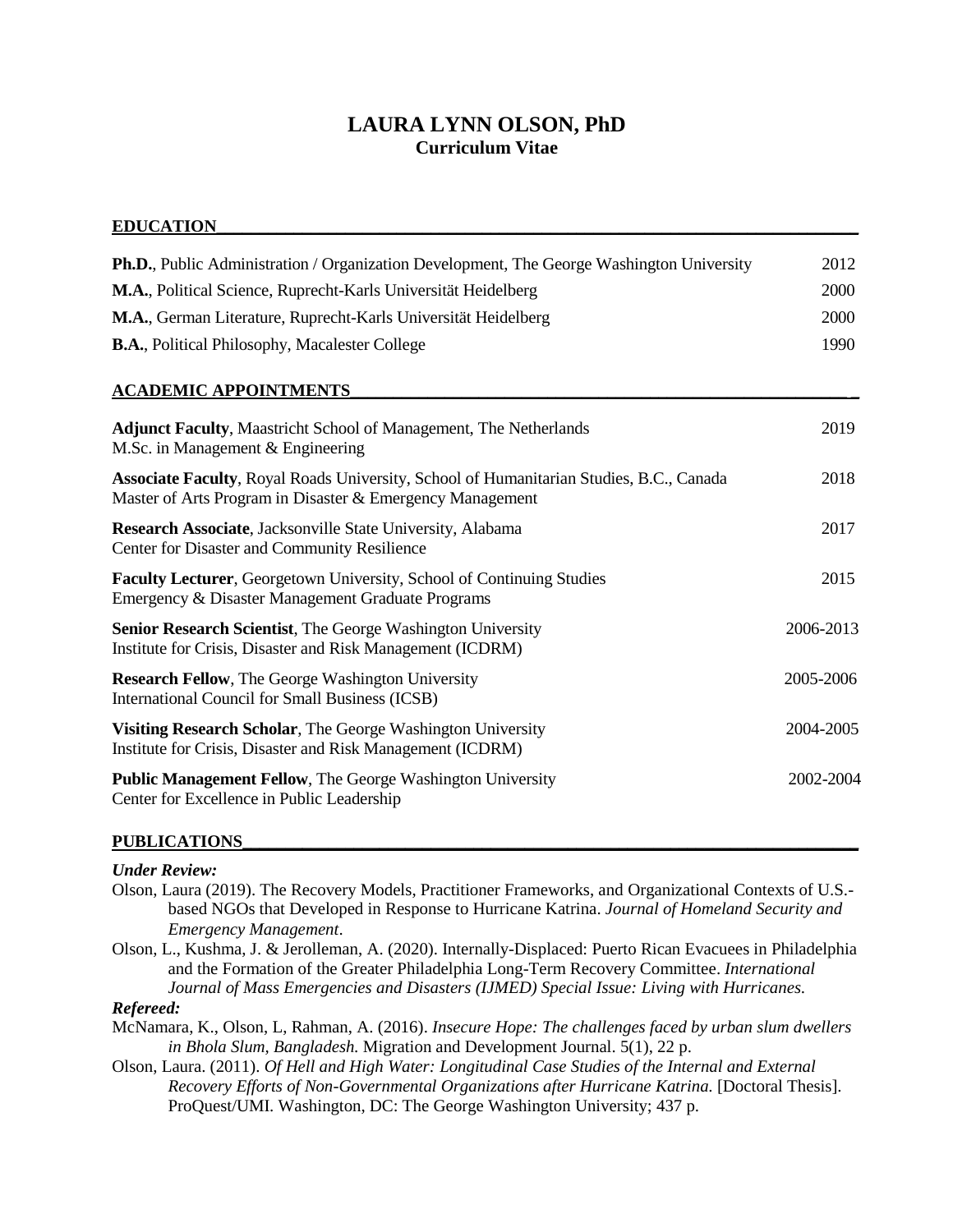# LAURA LYNN OLSON, PhD

**Curriculum Vitae**

## EDUCATION

**Ph.D.**, Public Administration / Organization Development, The George Washington University — 2012

**M.A.**, Political Science, Ruprecht-Karls Universität Heidelberg — 2000

**M.A.**, German Literature, Ruprecht-Karls Universität Heidelberg — 2000

**B.A.**, Political Philosophy, Macalester College — 1990

## ACADEMIC APPOINTMENTS

**Adjunct Faculty**, Maastricht School of Management, The Netherlands — 2019
M.Sc. in Management & Engineering

**Associate Faculty**, Royal Roads University, School of Humanitarian Studies, B.C., Canada — 2018
Master of Arts Program in Disaster & Emergency Management

**Research Associate**, Jacksonville State University, Alabama — 2017
Center for Disaster and Community Resilience

**Faculty Lecturer**, Georgetown University, School of Continuing Studies — 2015
Emergency & Disaster Management Graduate Programs

**Senior Research Scientist**, The George Washington University — 2006-2013
Institute for Crisis, Disaster and Risk Management (ICDRM)

**Research Fellow**, The George Washington University — 2005-2006
International Council for Small Business (ICSB)

**Visiting Research Scholar**, The George Washington University — 2004-2005
Institute for Crisis, Disaster and Risk Management (ICDRM)

**Public Management Fellow**, The George Washington University — 2002-2004
Center for Excellence in Public Leadership

## PUBLICATIONS

***Under Review:***

Olson, Laura (2019). The Recovery Models, Practitioner Frameworks, and Organizational Contexts of U.S.-based NGOs that Developed in Response to Hurricane Katrina. *Journal of Homeland Security and Emergency Management*.

Olson, L., Kushma, J. & Jerolleman, A. (2020). Internally-Displaced: Puerto Rican Evacuees in Philadelphia and the Formation of the Greater Philadelphia Long-Term Recovery Committee. *International Journal of Mass Emergencies and Disasters (IJMED) Special Issue: Living with Hurricanes.*

***Refereed:***

McNamara, K., Olson, L, Rahman, A. (2016). *Insecure Hope: The challenges faced by urban slum dwellers in Bhola Slum, Bangladesh.* Migration and Development Journal. 5(1), 22 p.

Olson, Laura. (2011). *Of Hell and High Water: Longitudinal Case Studies of the Internal and External Recovery Efforts of Non-Governmental Organizations after Hurricane Katrina.* [Doctoral Thesis]. ProQuest/UMI. Washington, DC: The George Washington University; 437 p.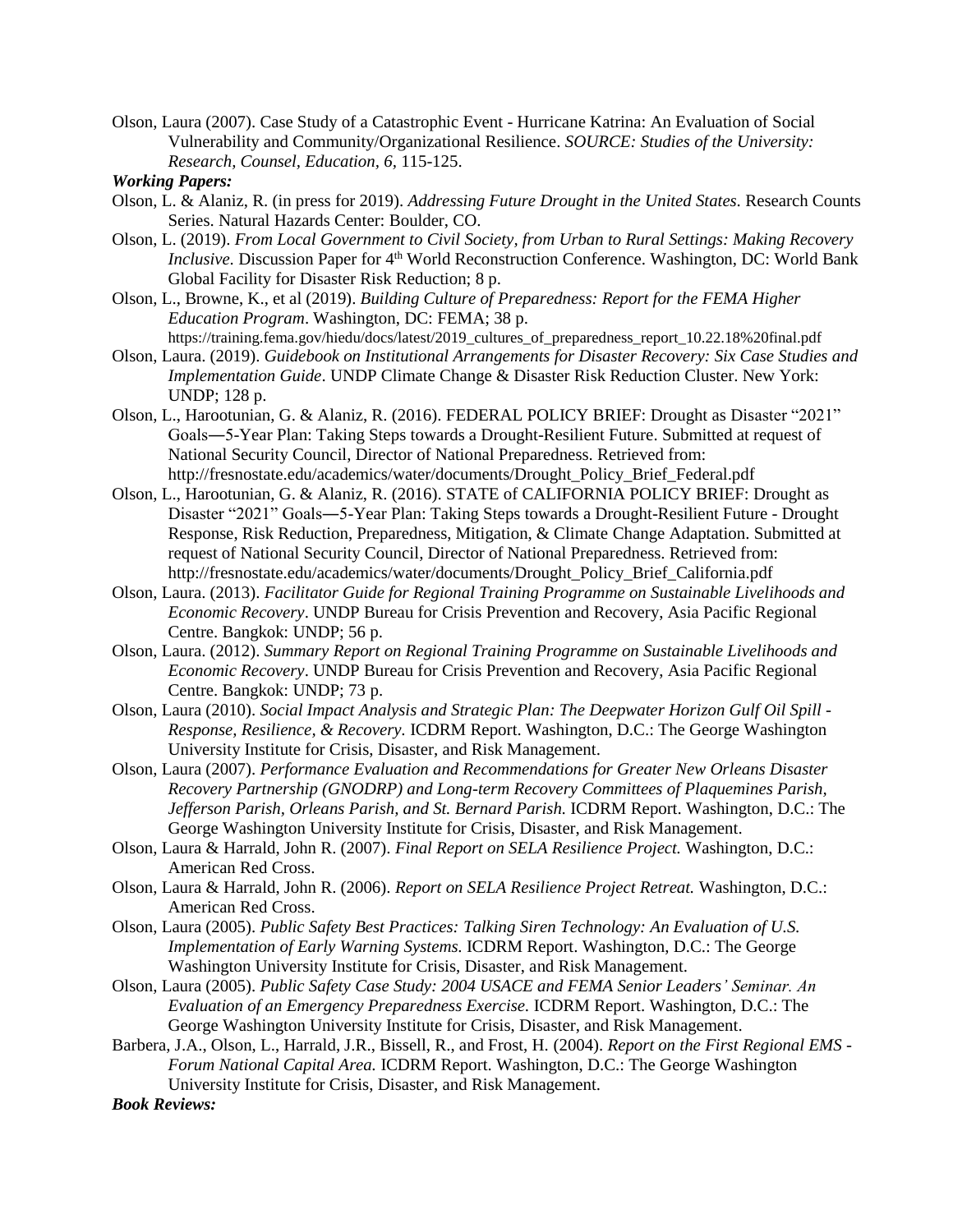Olson, Laura (2007). Case Study of a Catastrophic Event - Hurricane Katrina: An Evaluation of Social Vulnerability and Community/Organizational Resilience. *SOURCE: Studies of the University: Research, Counsel, Education, 6,* 115-125.

***Working Papers:***

Olson, L. & Alaniz, R. (in press for 2019). *Addressing Future Drought in the United States.* Research Counts Series. Natural Hazards Center: Boulder, CO.

Olson, L. (2019). *From Local Government to Civil Society, from Urban to Rural Settings: Making Recovery Inclusive.* Discussion Paper for 4th World Reconstruction Conference. Washington, DC: World Bank Global Facility for Disaster Risk Reduction; 8 p.

Olson, L., Browne, K., et al (2019). *Building Culture of Preparedness: Report for the FEMA Higher Education Program*. Washington, DC: FEMA; 38 p. https://training.fema.gov/hiedu/docs/latest/2019_cultures_of_preparedness_report_10.22.18%20final.pdf

Olson, Laura. (2019). *Guidebook on Institutional Arrangements for Disaster Recovery: Six Case Studies and Implementation Guide*. UNDP Climate Change & Disaster Risk Reduction Cluster. New York: UNDP; 128 p.

Olson, L., Harootunian, G. & Alaniz, R. (2016). FEDERAL POLICY BRIEF: Drought as Disaster "2021" Goals—5-Year Plan: Taking Steps towards a Drought-Resilient Future. Submitted at request of National Security Council, Director of National Preparedness. Retrieved from: http://fresnostate.edu/academics/water/documents/Drought_Policy_Brief_Federal.pdf

Olson, L., Harootunian, G. & Alaniz, R. (2016). STATE of CALIFORNIA POLICY BRIEF: Drought as Disaster "2021" Goals—5-Year Plan: Taking Steps towards a Drought-Resilient Future - Drought Response, Risk Reduction, Preparedness, Mitigation, & Climate Change Adaptation. Submitted at request of National Security Council, Director of National Preparedness. Retrieved from: http://fresnostate.edu/academics/water/documents/Drought_Policy_Brief_California.pdf

Olson, Laura. (2013). *Facilitator Guide for Regional Training Programme on Sustainable Livelihoods and Economic Recovery*. UNDP Bureau for Crisis Prevention and Recovery, Asia Pacific Regional Centre. Bangkok: UNDP; 56 p.

Olson, Laura. (2012). *Summary Report on Regional Training Programme on Sustainable Livelihoods and Economic Recovery*. UNDP Bureau for Crisis Prevention and Recovery, Asia Pacific Regional Centre. Bangkok: UNDP; 73 p.

Olson, Laura (2010). *Social Impact Analysis and Strategic Plan: The Deepwater Horizon Gulf Oil Spill - Response, Resilience, & Recovery.* ICDRM Report. Washington, D.C.: The George Washington University Institute for Crisis, Disaster, and Risk Management.

Olson, Laura (2007). *Performance Evaluation and Recommendations for Greater New Orleans Disaster Recovery Partnership (GNODRP) and Long-term Recovery Committees of Plaquemines Parish, Jefferson Parish, Orleans Parish, and St. Bernard Parish.* ICDRM Report. Washington, D.C.: The George Washington University Institute for Crisis, Disaster, and Risk Management.

Olson, Laura & Harrald, John R. (2007). *Final Report on SELA Resilience Project.* Washington, D.C.: American Red Cross.

Olson, Laura & Harrald, John R. (2006). *Report on SELA Resilience Project Retreat.* Washington, D.C.: American Red Cross.

Olson, Laura (2005). *Public Safety Best Practices: Talking Siren Technology: An Evaluation of U.S. Implementation of Early Warning Systems.* ICDRM Report. Washington, D.C.: The George Washington University Institute for Crisis, Disaster, and Risk Management.

Olson, Laura (2005). *Public Safety Case Study: 2004 USACE and FEMA Senior Leaders' Seminar. An Evaluation of an Emergency Preparedness Exercise.* ICDRM Report. Washington, D.C.: The George Washington University Institute for Crisis, Disaster, and Risk Management.

Barbera, J.A., Olson, L., Harrald, J.R., Bissell, R., and Frost, H. (2004). *Report on the First Regional EMS - Forum National Capital Area.* ICDRM Report. Washington, D.C.: The George Washington University Institute for Crisis, Disaster, and Risk Management.

***Book Reviews:***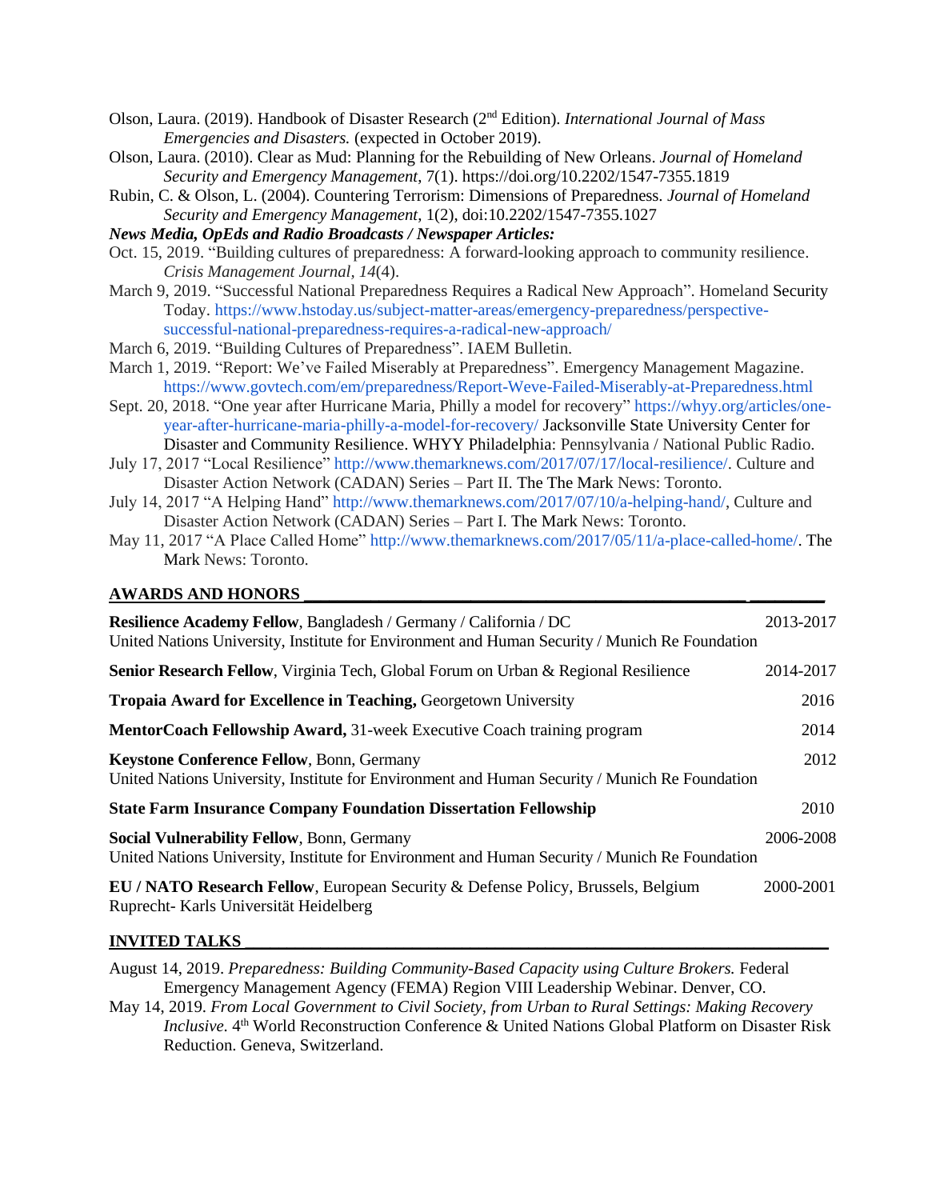Olson, Laura. (2019). Handbook of Disaster Research (2nd Edition). *International Journal of Mass Emergencies and Disasters.* (expected in October 2019).

Olson, Laura. (2010). Clear as Mud: Planning for the Rebuilding of New Orleans. *Journal of Homeland Security and Emergency Management*, 7(1). https://doi.org/10.2202/1547-7355.1819

Rubin, C. & Olson, L. (2004). Countering Terrorism: Dimensions of Preparedness. *Journal of Homeland Security and Emergency Management*, 1(2), doi:10.2202/1547-7355.1027

***News Media, OpEds and Radio Broadcasts / Newspaper Articles:***

Oct. 15, 2019. "Building cultures of preparedness: A forward-looking approach to community resilience. *Crisis Management Journal, 14*(4).

March 9, 2019. "Successful National Preparedness Requires a Radical New Approach". Homeland Security Today. https://www.hstoday.us/subject-matter-areas/emergency-preparedness/perspective-successful-national-preparedness-requires-a-radical-new-approach/

March 6, 2019. "Building Cultures of Preparedness". IAEM Bulletin.

March 1, 2019. "Report: We've Failed Miserably at Preparedness". Emergency Management Magazine. https://www.govtech.com/em/preparedness/Report-Weve-Failed-Miserably-at-Preparedness.html

Sept. 20, 2018. "One year after Hurricane Maria, Philly a model for recovery" https://whyy.org/articles/one-year-after-hurricane-maria-philly-a-model-for-recovery/ Jacksonville State University Center for Disaster and Community Resilience. WHYY Philadelphia: Pennsylvania / National Public Radio.

July 17, 2017 "Local Resilience" http://www.themarknews.com/2017/07/17/local-resilience/. Culture and Disaster Action Network (CADAN) Series – Part II. The The Mark News: Toronto.

July 14, 2017 "A Helping Hand" http://www.themarknews.com/2017/07/10/a-helping-hand/, Culture and Disaster Action Network (CADAN) Series – Part I. The Mark News: Toronto.

May 11, 2017 "A Place Called Home" http://www.themarknews.com/2017/05/11/a-place-called-home/. The Mark News: Toronto.

## AWARDS AND HONORS

| | |
|---|---|
| **Resilience Academy Fellow**, Bangladesh / Germany / California / DC<br>United Nations University, Institute for Environment and Human Security / Munich Re Foundation | 2013-2017 |
| **Senior Research Fellow**, Virginia Tech, Global Forum on Urban & Regional Resilience | 2014-2017 |
| **Tropaia Award for Excellence in Teaching,** Georgetown University | 2016 |
| **MentorCoach Fellowship Award,** 31-week Executive Coach training program | 2014 |
| **Keystone Conference Fellow**, Bonn, Germany<br>United Nations University, Institute for Environment and Human Security / Munich Re Foundation | 2012 |
| **State Farm Insurance Company Foundation Dissertation Fellowship** | 2010 |
| **Social Vulnerability Fellow**, Bonn, Germany<br>United Nations University, Institute for Environment and Human Security / Munich Re Foundation | 2006-2008 |
| **EU / NATO Research Fellow**, European Security & Defense Policy, Brussels, Belgium<br>Ruprecht- Karls Universität Heidelberg | 2000-2001 |

## INVITED TALKS

August 14, 2019. *Preparedness: Building Community-Based Capacity using Culture Brokers.* Federal Emergency Management Agency (FEMA) Region VIII Leadership Webinar. Denver, CO.

May 14, 2019. *From Local Government to Civil Society, from Urban to Rural Settings: Making Recovery Inclusive.* 4th World Reconstruction Conference & United Nations Global Platform on Disaster Risk Reduction. Geneva, Switzerland.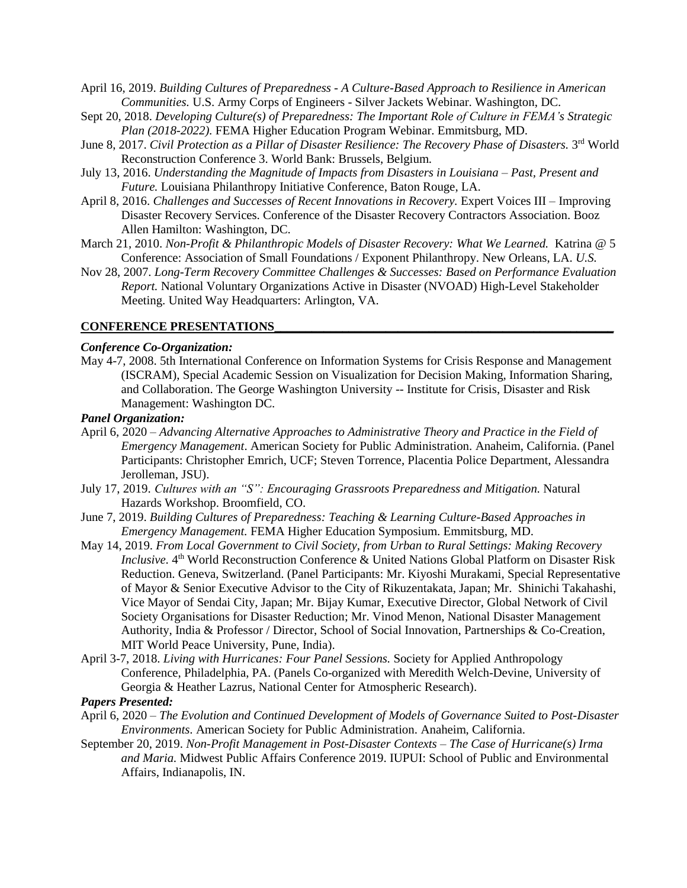April 16, 2019. *Building Cultures of Preparedness - A Culture-Based Approach to Resilience in American Communities.* U.S. Army Corps of Engineers - Silver Jackets Webinar. Washington, DC.

Sept 20, 2018. *Developing Culture(s) of Preparedness: The Important Role of Culture in FEMA's Strategic Plan (2018-2022).* FEMA Higher Education Program Webinar. Emmitsburg, MD.

June 8, 2017. *Civil Protection as a Pillar of Disaster Resilience: The Recovery Phase of Disasters.* 3rd World Reconstruction Conference 3. World Bank: Brussels, Belgium.

July 13, 2016. *Understanding the Magnitude of Impacts from Disasters in Louisiana – Past, Present and Future.* Louisiana Philanthropy Initiative Conference, Baton Rouge, LA.

April 8, 2016. *Challenges and Successes of Recent Innovations in Recovery.* Expert Voices III – Improving Disaster Recovery Services. Conference of the Disaster Recovery Contractors Association. Booz Allen Hamilton: Washington, DC.

March 21, 2010. *Non-Profit & Philanthropic Models of Disaster Recovery: What We Learned.* Katrina @ 5 Conference: Association of Small Foundations / Exponent Philanthropy. New Orleans, LA. *U.S.*

Nov 28, 2007. *Long-Term Recovery Committee Challenges & Successes: Based on Performance Evaluation Report.* National Voluntary Organizations Active in Disaster (NVOAD) High-Level Stakeholder Meeting. United Way Headquarters: Arlington, VA.

## CONFERENCE PRESENTATIONS

***Conference Co-Organization:***

May 4-7, 2008. 5th International Conference on Information Systems for Crisis Response and Management (ISCRAM), Special Academic Session on Visualization for Decision Making, Information Sharing, and Collaboration. The George Washington University -- Institute for Crisis, Disaster and Risk Management: Washington DC.

***Panel Organization:***

April 6, 2020 – *Advancing Alternative Approaches to Administrative Theory and Practice in the Field of Emergency Management*. American Society for Public Administration. Anaheim, California. (Panel Participants: Christopher Emrich, UCF; Steven Torrence, Placentia Police Department, Alessandra Jerolleman, JSU).

July 17, 2019. *Cultures with an "S": Encouraging Grassroots Preparedness and Mitigation.* Natural Hazards Workshop. Broomfield, CO.

June 7, 2019. *Building Cultures of Preparedness: Teaching & Learning Culture-Based Approaches in Emergency Management.* FEMA Higher Education Symposium. Emmitsburg, MD.

May 14, 2019. *From Local Government to Civil Society, from Urban to Rural Settings: Making Recovery Inclusive.* 4th World Reconstruction Conference & United Nations Global Platform on Disaster Risk Reduction. Geneva, Switzerland. (Panel Participants: Mr. Kiyoshi Murakami, Special Representative of Mayor & Senior Executive Advisor to the City of Rikuzentakata, Japan; Mr. Shinichi Takahashi, Vice Mayor of Sendai City, Japan; Mr. Bijay Kumar, Executive Director, Global Network of Civil Society Organisations for Disaster Reduction; Mr. Vinod Menon, National Disaster Management Authority, India & Professor / Director, School of Social Innovation, Partnerships & Co-Creation, MIT World Peace University, Pune, India).

April 3-7, 2018. *Living with Hurricanes: Four Panel Sessions.* Society for Applied Anthropology Conference, Philadelphia, PA. (Panels Co-organized with Meredith Welch-Devine, University of Georgia & Heather Lazrus, National Center for Atmospheric Research).

***Papers Presented:***

April 6, 2020 – *The Evolution and Continued Development of Models of Governance Suited to Post-Disaster Environments.* American Society for Public Administration. Anaheim, California.

September 20, 2019. *Non-Profit Management in Post-Disaster Contexts – The Case of Hurricane(s) Irma and Maria.* Midwest Public Affairs Conference 2019. IUPUI: School of Public and Environmental Affairs, Indianapolis, IN.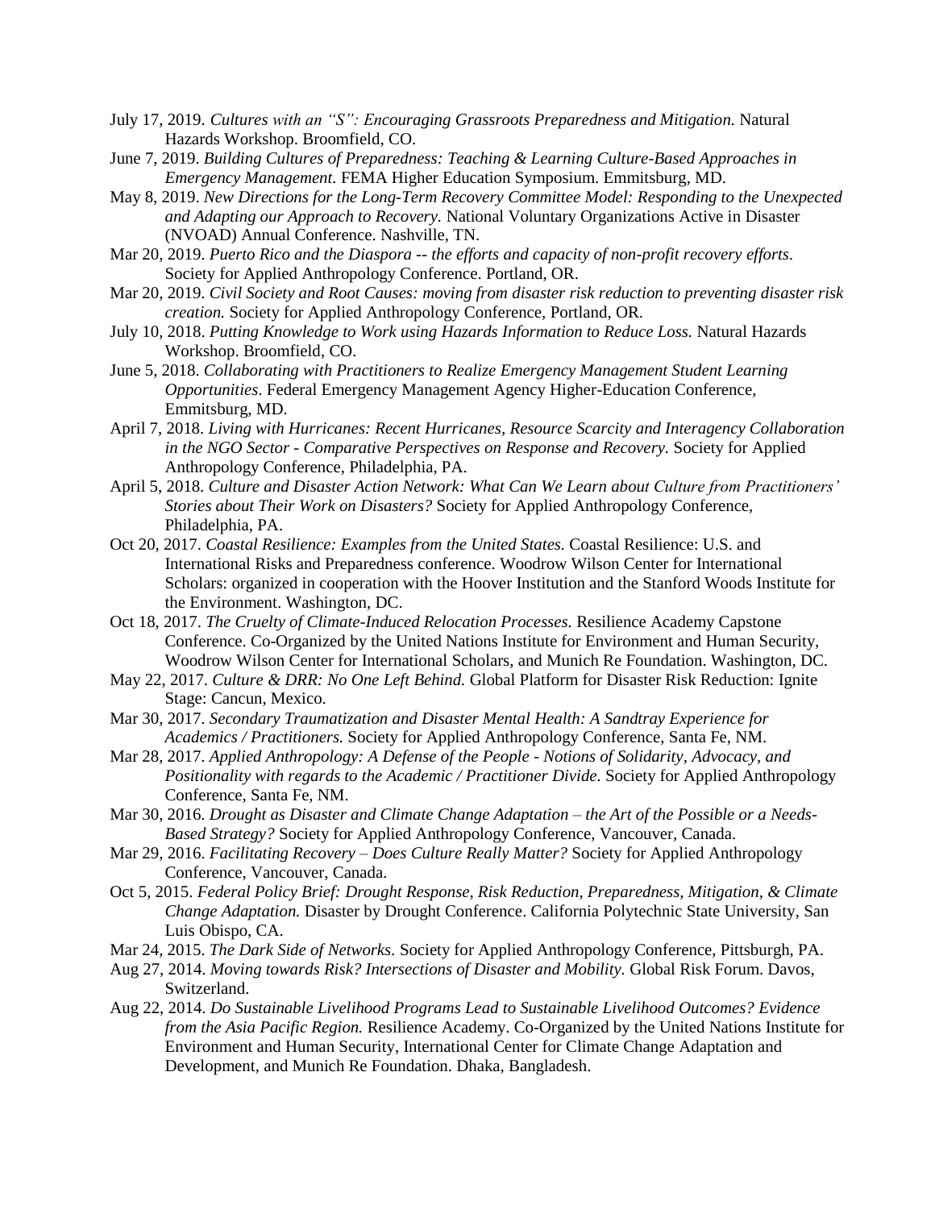July 17, 2019. *Cultures with an "S": Encouraging Grassroots Preparedness and Mitigation.* Natural Hazards Workshop. Broomfield, CO.

June 7, 2019. *Building Cultures of Preparedness: Teaching & Learning Culture-Based Approaches in Emergency Management.* FEMA Higher Education Symposium. Emmitsburg, MD.

May 8, 2019. *New Directions for the Long-Term Recovery Committee Model: Responding to the Unexpected and Adapting our Approach to Recovery.* National Voluntary Organizations Active in Disaster (NVOAD) Annual Conference. Nashville, TN.

Mar 20, 2019. *Puerto Rico and the Diaspora -- the efforts and capacity of non-profit recovery efforts.* Society for Applied Anthropology Conference. Portland, OR.

Mar 20, 2019. *Civil Society and Root Causes: moving from disaster risk reduction to preventing disaster risk creation.* Society for Applied Anthropology Conference, Portland, OR.

July 10, 2018. *Putting Knowledge to Work using Hazards Information to Reduce Loss.* Natural Hazards Workshop. Broomfield, CO.

June 5, 2018. *Collaborating with Practitioners to Realize Emergency Management Student Learning Opportunities.* Federal Emergency Management Agency Higher-Education Conference, Emmitsburg, MD.

April 7, 2018. *Living with Hurricanes: Recent Hurricanes, Resource Scarcity and Interagency Collaboration in the NGO Sector - Comparative Perspectives on Response and Recovery.* Society for Applied Anthropology Conference, Philadelphia, PA.

April 5, 2018. *Culture and Disaster Action Network: What Can We Learn about Culture from Practitioners' Stories about Their Work on Disasters?* Society for Applied Anthropology Conference, Philadelphia, PA.

Oct 20, 2017. *Coastal Resilience: Examples from the United States.* Coastal Resilience: U.S. and International Risks and Preparedness conference. Woodrow Wilson Center for International Scholars: organized in cooperation with the Hoover Institution and the Stanford Woods Institute for the Environment. Washington, DC.

Oct 18, 2017. *The Cruelty of Climate-Induced Relocation Processes.* Resilience Academy Capstone Conference. Co-Organized by the United Nations Institute for Environment and Human Security, Woodrow Wilson Center for International Scholars, and Munich Re Foundation. Washington, DC.

May 22, 2017. *Culture & DRR: No One Left Behind.* Global Platform for Disaster Risk Reduction: Ignite Stage: Cancun, Mexico.

Mar 30, 2017. *Secondary Traumatization and Disaster Mental Health: A Sandtray Experience for Academics / Practitioners.* Society for Applied Anthropology Conference, Santa Fe, NM.

Mar 28, 2017. *Applied Anthropology: A Defense of the People - Notions of Solidarity, Advocacy, and Positionality with regards to the Academic / Practitioner Divide.* Society for Applied Anthropology Conference, Santa Fe, NM.

Mar 30, 2016. *Drought as Disaster and Climate Change Adaptation – the Art of the Possible or a Needs-Based Strategy?* Society for Applied Anthropology Conference, Vancouver, Canada.

Mar 29, 2016. *Facilitating Recovery – Does Culture Really Matter?* Society for Applied Anthropology Conference, Vancouver, Canada.

Oct 5, 2015. *Federal Policy Brief: Drought Response, Risk Reduction, Preparedness, Mitigation, & Climate Change Adaptation.* Disaster by Drought Conference. California Polytechnic State University, San Luis Obispo, CA.

Mar 24, 2015. *The Dark Side of Networks.* Society for Applied Anthropology Conference, Pittsburgh, PA.

Aug 27, 2014. *Moving towards Risk? Intersections of Disaster and Mobility.* Global Risk Forum. Davos, Switzerland.

Aug 22, 2014. *Do Sustainable Livelihood Programs Lead to Sustainable Livelihood Outcomes? Evidence from the Asia Pacific Region.* Resilience Academy. Co-Organized by the United Nations Institute for Environment and Human Security, International Center for Climate Change Adaptation and Development, and Munich Re Foundation. Dhaka, Bangladesh.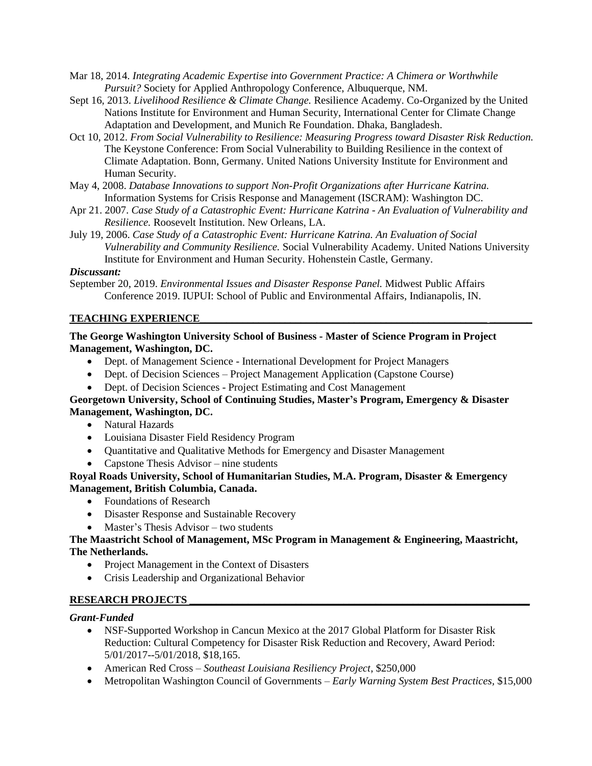Mar 18, 2014. *Integrating Academic Expertise into Government Practice: A Chimera or Worthwhile Pursuit?* Society for Applied Anthropology Conference, Albuquerque, NM.

Sept 16, 2013. *Livelihood Resilience & Climate Change.* Resilience Academy. Co-Organized by the United Nations Institute for Environment and Human Security, International Center for Climate Change Adaptation and Development, and Munich Re Foundation. Dhaka, Bangladesh.

Oct 10, 2012. *From Social Vulnerability to Resilience: Measuring Progress toward Disaster Risk Reduction.* The Keystone Conference: From Social Vulnerability to Building Resilience in the context of Climate Adaptation. Bonn, Germany. United Nations University Institute for Environment and Human Security.

May 4, 2008. *Database Innovations to support Non-Profit Organizations after Hurricane Katrina.* Information Systems for Crisis Response and Management (ISCRAM): Washington DC.

Apr 21. 2007. *Case Study of a Catastrophic Event: Hurricane Katrina - An Evaluation of Vulnerability and Resilience.* Roosevelt Institution. New Orleans, LA.

July 19, 2006. *Case Study of a Catastrophic Event: Hurricane Katrina. An Evaluation of Social Vulnerability and Community Resilience.* Social Vulnerability Academy. United Nations University Institute for Environment and Human Security. Hohenstein Castle, Germany.

***Discussant:***

September 20, 2019. *Environmental Issues and Disaster Response Panel.* Midwest Public Affairs Conference 2019. IUPUI: School of Public and Environmental Affairs, Indianapolis, IN.

## TEACHING EXPERIENCE

**The George Washington University School of Business - Master of Science Program in Project Management, Washington, DC.**

- Dept. of Management Science - International Development for Project Managers
- Dept. of Decision Sciences – Project Management Application (Capstone Course)
- Dept. of Decision Sciences - Project Estimating and Cost Management

**Georgetown University, School of Continuing Studies, Master's Program, Emergency & Disaster Management, Washington, DC.**

- Natural Hazards
- Louisiana Disaster Field Residency Program
- Quantitative and Qualitative Methods for Emergency and Disaster Management
- Capstone Thesis Advisor – nine students

**Royal Roads University, School of Humanitarian Studies, M.A. Program, Disaster & Emergency Management, British Columbia, Canada.**

- Foundations of Research
- Disaster Response and Sustainable Recovery
- Master's Thesis Advisor – two students

**The Maastricht School of Management, MSc Program in Management & Engineering, Maastricht, The Netherlands.**

- Project Management in the Context of Disasters
- Crisis Leadership and Organizational Behavior

## RESEARCH PROJECTS

***Grant-Funded***

- NSF-Supported Workshop in Cancun Mexico at the 2017 Global Platform for Disaster Risk Reduction: Cultural Competency for Disaster Risk Reduction and Recovery, Award Period: 5/01/2017--5/01/2018, $18,165.
- American Red Cross – *Southeast Louisiana Resiliency Project*, $250,000
- Metropolitan Washington Council of Governments – *Early Warning System Best Practices*, $15,000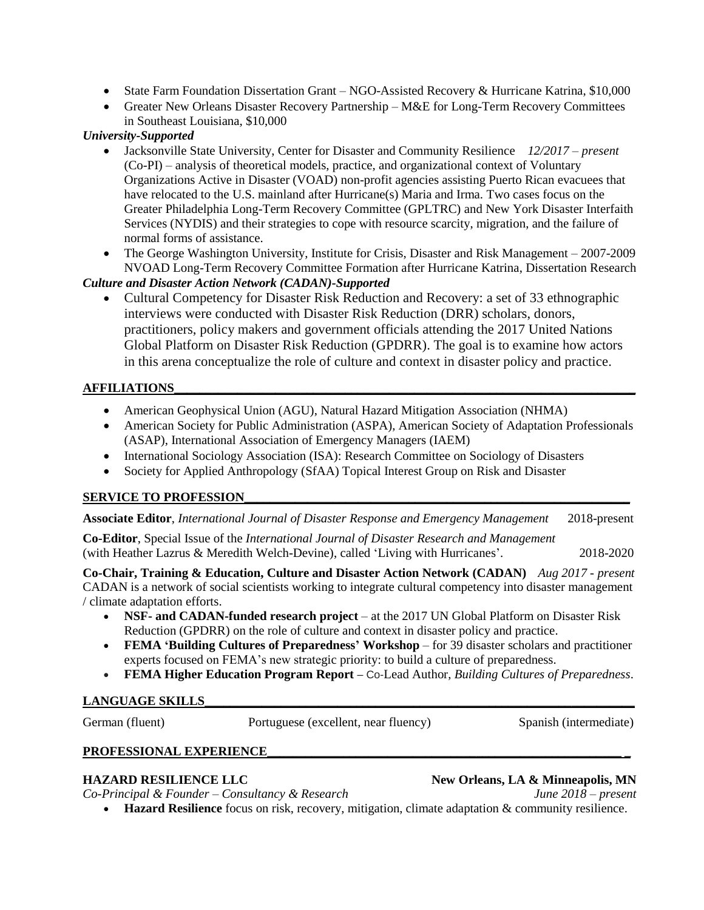- State Farm Foundation Dissertation Grant – NGO-Assisted Recovery & Hurricane Katrina, $10,000
- Greater New Orleans Disaster Recovery Partnership – M&E for Long-Term Recovery Committees in Southeast Louisiana, $10,000

***University-Supported***

- Jacksonville State University, Center for Disaster and Community Resilience *12/2017 – present* (Co-PI) – analysis of theoretical models, practice, and organizational context of Voluntary Organizations Active in Disaster (VOAD) non-profit agencies assisting Puerto Rican evacuees that have relocated to the U.S. mainland after Hurricane(s) Maria and Irma. Two cases focus on the Greater Philadelphia Long-Term Recovery Committee (GPLTRC) and New York Disaster Interfaith Services (NYDIS) and their strategies to cope with resource scarcity, migration, and the failure of normal forms of assistance.
- The George Washington University, Institute for Crisis, Disaster and Risk Management – 2007-2009 NVOAD Long-Term Recovery Committee Formation after Hurricane Katrina, Dissertation Research

***Culture and Disaster Action Network (CADAN)-Supported***

- Cultural Competency for Disaster Risk Reduction and Recovery: a set of 33 ethnographic interviews were conducted with Disaster Risk Reduction (DRR) scholars, donors, practitioners, policy makers and government officials attending the 2017 United Nations Global Platform on Disaster Risk Reduction (GPDRR). The goal is to examine how actors in this arena conceptualize the role of culture and context in disaster policy and practice.

## AFFILIATIONS

- American Geophysical Union (AGU), Natural Hazard Mitigation Association (NHMA)
- American Society for Public Administration (ASPA), American Society of Adaptation Professionals (ASAP), International Association of Emergency Managers (IAEM)
- International Sociology Association (ISA): Research Committee on Sociology of Disasters
- Society for Applied Anthropology (SfAA) Topical Interest Group on Risk and Disaster

## SERVICE TO PROFESSION

**Associate Editor**, *International Journal of Disaster Response and Emergency Management* 2018-present

**Co-Editor**, Special Issue of the *International Journal of Disaster Research and Management* (with Heather Lazrus & Meredith Welch-Devine), called 'Living with Hurricanes'. 2018-2020

**Co-Chair, Training & Education, Culture and Disaster Action Network (CADAN)** *Aug 2017 - present*
CADAN is a network of social scientists working to integrate cultural competency into disaster management / climate adaptation efforts.

- **NSF- and CADAN-funded research project** – at the 2017 UN Global Platform on Disaster Risk Reduction (GPDRR) on the role of culture and context in disaster policy and practice.
- **FEMA 'Building Cultures of Preparedness' Workshop** – for 39 disaster scholars and practitioner experts focused on FEMA's new strategic priority: to build a culture of preparedness.
- **FEMA Higher Education Program Report –** Co-Lead Author, *Building Cultures of Preparedness*.

## LANGUAGE SKILLS

German (fluent) Portuguese (excellent, near fluency) Spanish (intermediate)

## PROFESSIONAL EXPERIENCE

**HAZARD RESILIENCE LLC** **New Orleans, LA & Minneapolis, MN**
*Co-Principal & Founder – Consultancy & Research* *June 2018 – present*

- **Hazard Resilience** focus on risk, recovery, mitigation, climate adaptation & community resilience.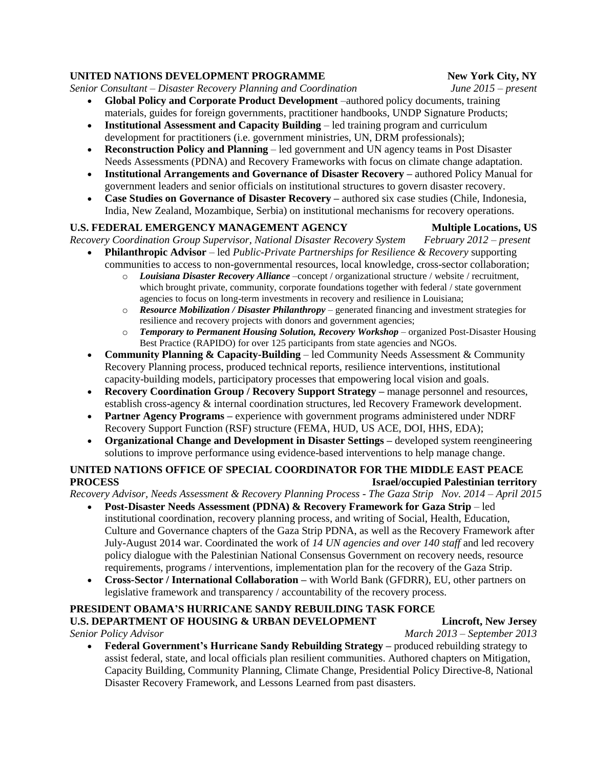**UNITED NATIONS DEVELOPMENT PROGRAMME** **New York City, NY**
*Senior Consultant – Disaster Recovery Planning and Coordination* *June 2015 – present*

- **Global Policy and Corporate Product Development** –authored policy documents, training materials, guides for foreign governments, practitioner handbooks, UNDP Signature Products;
- **Institutional Assessment and Capacity Building** – led training program and curriculum development for practitioners (i.e. government ministries, UN, DRM professionals);
- **Reconstruction Policy and Planning** – led government and UN agency teams in Post Disaster Needs Assessments (PDNA) and Recovery Frameworks with focus on climate change adaptation.
- **Institutional Arrangements and Governance of Disaster Recovery –** authored Policy Manual for government leaders and senior officials on institutional structures to govern disaster recovery.
- **Case Studies on Governance of Disaster Recovery –** authored six case studies (Chile, Indonesia, India, New Zealand, Mozambique, Serbia) on institutional mechanisms for recovery operations.

**U.S. FEDERAL EMERGENCY MANAGEMENT AGENCY** **Multiple Locations, US**
*Recovery Coordination Group Supervisor, National Disaster Recovery System* *February 2012 – present*

- **Philanthropic Advisor** – led *Public-Private Partnerships for Resilience & Recovery* supporting communities to access to non-governmental resources, local knowledge, cross-sector collaboration;
  - ***Louisiana Disaster Recovery Alliance*** –concept / organizational structure / website / recruitment, which brought private, community, corporate foundations together with federal / state government agencies to focus on long-term investments in recovery and resilience in Louisiana;
  - ***Resource Mobilization / Disaster Philanthropy*** – generated financing and investment strategies for resilience and recovery projects with donors and government agencies;
  - ***Temporary to Permanent Housing Solution, Recovery Workshop*** – organized Post-Disaster Housing Best Practice (RAPIDO) for over 125 participants from state agencies and NGOs.
- **Community Planning & Capacity-Building** – led Community Needs Assessment & Community Recovery Planning process, produced technical reports, resilience interventions, institutional capacity-building models, participatory processes that empowering local vision and goals.
- **Recovery Coordination Group / Recovery Support Strategy –** manage personnel and resources, establish cross-agency & internal coordination structures, led Recovery Framework development.
- **Partner Agency Programs –** experience with government programs administered under NDRF Recovery Support Function (RSF) structure (FEMA, HUD, US ACE, DOI, HHS, EDA);
- **Organizational Change and Development in Disaster Settings –** developed system reengineering solutions to improve performance using evidence-based interventions to help manage change.

**UNITED NATIONS OFFICE OF SPECIAL COORDINATOR FOR THE MIDDLE EAST PEACE PROCESS** **Israel/occupied Palestinian territory**
*Recovery Advisor, Needs Assessment & Recovery Planning Process - The Gaza Strip* *Nov. 2014 – April 2015*

- **Post-Disaster Needs Assessment (PDNA) & Recovery Framework for Gaza Strip** – led institutional coordination, recovery planning process, and writing of Social, Health, Education, Culture and Governance chapters of the Gaza Strip PDNA, as well as the Recovery Framework after July-August 2014 war. Coordinated the work of *14 UN agencies and over 140 staff* and led recovery policy dialogue with the Palestinian National Consensus Government on recovery needs, resource requirements, programs / interventions, implementation plan for the recovery of the Gaza Strip.
- **Cross-Sector / International Collaboration –** with World Bank (GFDRR), EU, other partners on legislative framework and transparency / accountability of the recovery process.

**PRESIDENT OBAMA'S HURRICANE SANDY REBUILDING TASK FORCE**
**U.S. DEPARTMENT OF HOUSING & URBAN DEVELOPMENT** **Lincroft, New Jersey**
*Senior Policy Advisor* *March 2013 – September 2013*

- **Federal Government's Hurricane Sandy Rebuilding Strategy –** produced rebuilding strategy to assist federal, state, and local officials plan resilient communities. Authored chapters on Mitigation, Capacity Building, Community Planning, Climate Change, Presidential Policy Directive-8, National Disaster Recovery Framework, and Lessons Learned from past disasters.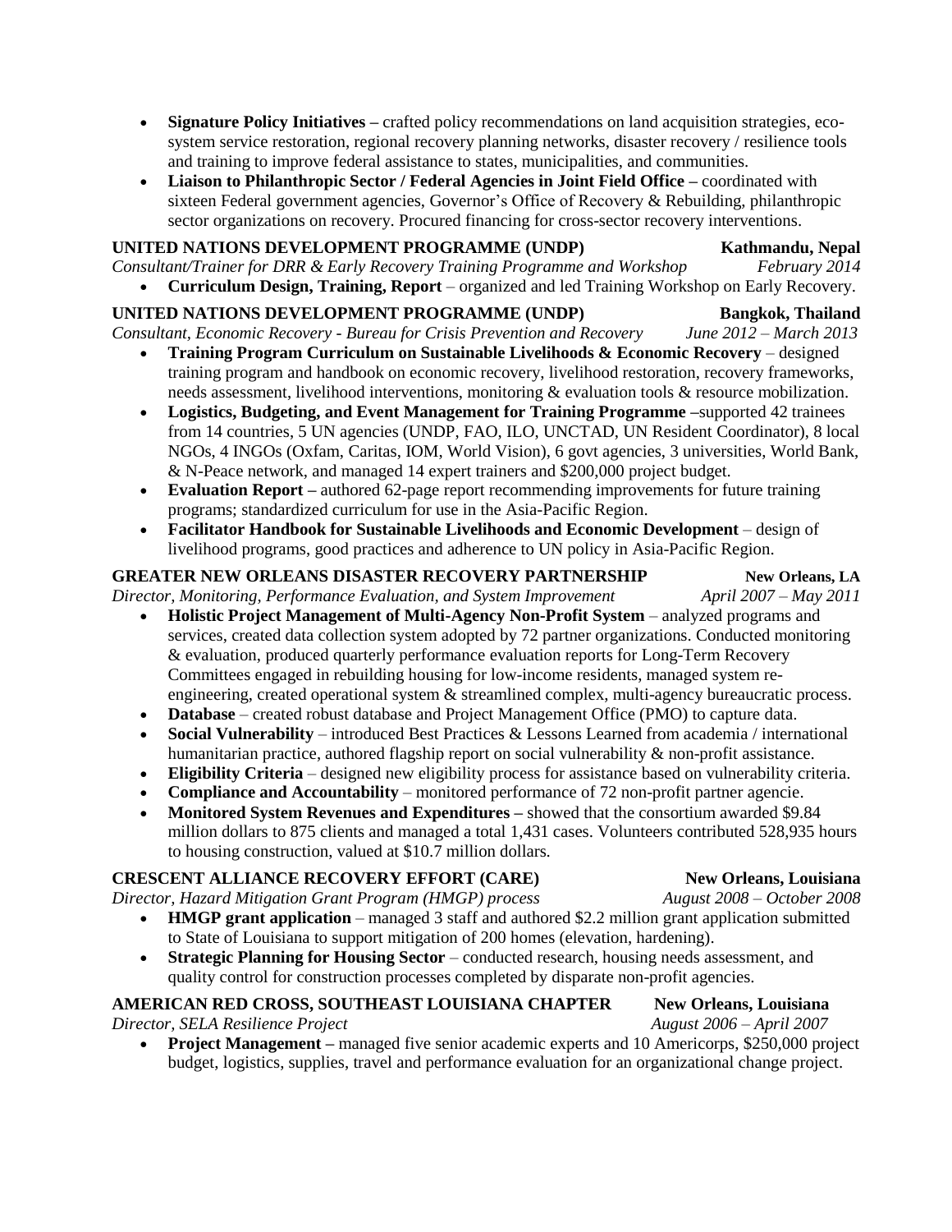- **Signature Policy Initiatives –** crafted policy recommendations on land acquisition strategies, eco-system service restoration, regional recovery planning networks, disaster recovery / resilience tools and training to improve federal assistance to states, municipalities, and communities.
- **Liaison to Philanthropic Sector / Federal Agencies in Joint Field Office –** coordinated with sixteen Federal government agencies, Governor's Office of Recovery & Rebuilding, philanthropic sector organizations on recovery. Procured financing for cross-sector recovery interventions.

**UNITED NATIONS DEVELOPMENT PROGRAMME (UNDP)** **Kathmandu, Nepal**
*Consultant/Trainer for DRR & Early Recovery Training Programme and Workshop* *February 2014*

- **Curriculum Design, Training, Report** – organized and led Training Workshop on Early Recovery.

**UNITED NATIONS DEVELOPMENT PROGRAMME (UNDP)** **Bangkok, Thailand**
*Consultant, Economic Recovery - Bureau for Crisis Prevention and Recovery* *June 2012 – March 2013*

- **Training Program Curriculum on Sustainable Livelihoods & Economic Recovery** – designed training program and handbook on economic recovery, livelihood restoration, recovery frameworks, needs assessment, livelihood interventions, monitoring & evaluation tools & resource mobilization.
- **Logistics, Budgeting, and Event Management for Training Programme –**supported 42 trainees from 14 countries, 5 UN agencies (UNDP, FAO, ILO, UNCTAD, UN Resident Coordinator), 8 local NGOs, 4 INGOs (Oxfam, Caritas, IOM, World Vision), 6 govt agencies, 3 universities, World Bank, & N-Peace network, and managed 14 expert trainers and $200,000 project budget.
- **Evaluation Report –** authored 62-page report recommending improvements for future training programs; standardized curriculum for use in the Asia-Pacific Region.
- **Facilitator Handbook for Sustainable Livelihoods and Economic Development** – design of livelihood programs, good practices and adherence to UN policy in Asia-Pacific Region.

**GREATER NEW ORLEANS DISASTER RECOVERY PARTNERSHIP** **New Orleans, LA**
*Director, Monitoring, Performance Evaluation, and System Improvement* *April 2007 – May 2011*

- **Holistic Project Management of Multi-Agency Non-Profit System** – analyzed programs and services, created data collection system adopted by 72 partner organizations. Conducted monitoring & evaluation, produced quarterly performance evaluation reports for Long-Term Recovery Committees engaged in rebuilding housing for low-income residents, managed system re-engineering, created operational system & streamlined complex, multi-agency bureaucratic process.
- **Database** – created robust database and Project Management Office (PMO) to capture data.
- **Social Vulnerability** – introduced Best Practices & Lessons Learned from academia / international humanitarian practice, authored flagship report on social vulnerability & non-profit assistance.
- **Eligibility Criteria** – designed new eligibility process for assistance based on vulnerability criteria.
- **Compliance and Accountability** – monitored performance of 72 non-profit partner agencie.
- **Monitored System Revenues and Expenditures –** showed that the consortium awarded $9.84 million dollars to 875 clients and managed a total 1,431 cases. Volunteers contributed 528,935 hours to housing construction, valued at $10.7 million dollars.

**CRESCENT ALLIANCE RECOVERY EFFORT (CARE)** **New Orleans, Louisiana**
*Director, Hazard Mitigation Grant Program (HMGP) process* *August 2008 – October 2008*

- **HMGP grant application** – managed 3 staff and authored $2.2 million grant application submitted to State of Louisiana to support mitigation of 200 homes (elevation, hardening).
- **Strategic Planning for Housing Sector** – conducted research, housing needs assessment, and quality control for construction processes completed by disparate non-profit agencies.

**AMERICAN RED CROSS, SOUTHEAST LOUISIANA CHAPTER** **New Orleans, Louisiana**
*Director, SELA Resilience Project* *August 2006 – April 2007*

- **Project Management –** managed five senior academic experts and 10 Americorps, $250,000 project budget, logistics, supplies, travel and performance evaluation for an organizational change project.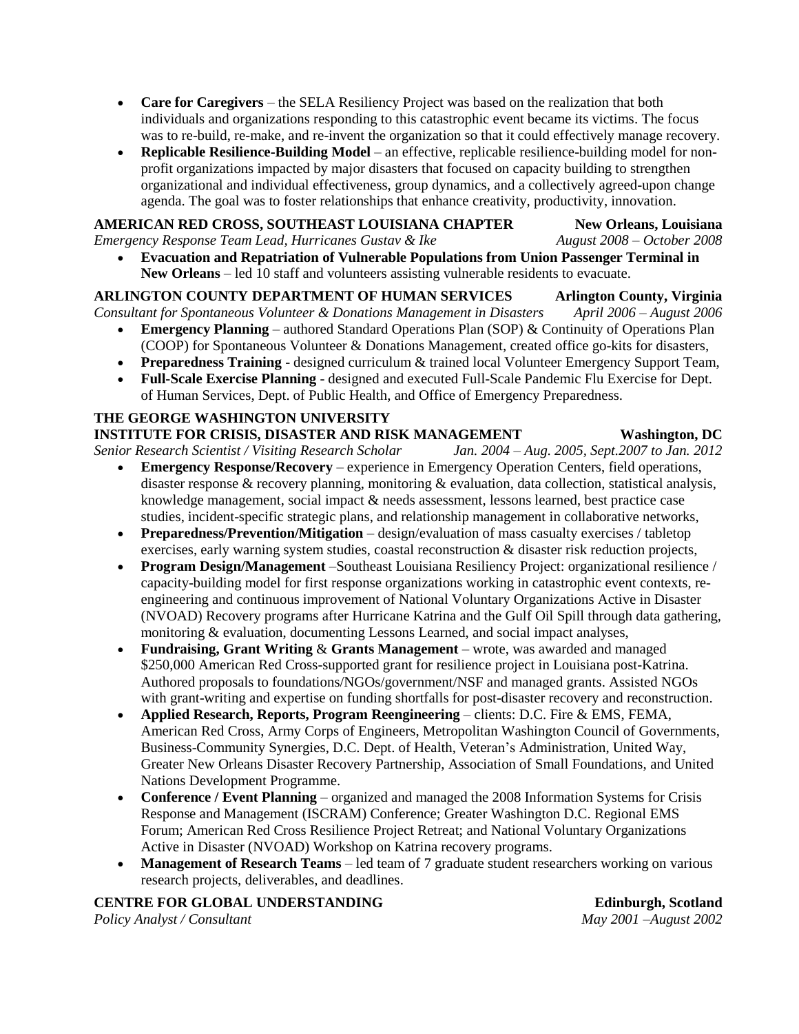- **Care for Caregivers** – the SELA Resiliency Project was based on the realization that both individuals and organizations responding to this catastrophic event became its victims. The focus was to re-build, re-make, and re-invent the organization so that it could effectively manage recovery.
- **Replicable Resilience-Building Model** – an effective, replicable resilience-building model for non-profit organizations impacted by major disasters that focused on capacity building to strengthen organizational and individual effectiveness, group dynamics, and a collectively agreed-upon change agenda. The goal was to foster relationships that enhance creativity, productivity, innovation.

**AMERICAN RED CROSS, SOUTHEAST LOUISIANA CHAPTER** **New Orleans, Louisiana**
*Emergency Response Team Lead, Hurricanes Gustav & Ike* *August 2008 – October 2008*

- **Evacuation and Repatriation of Vulnerable Populations from Union Passenger Terminal in New Orleans** – led 10 staff and volunteers assisting vulnerable residents to evacuate.

**ARLINGTON COUNTY DEPARTMENT OF HUMAN SERVICES** **Arlington County, Virginia**
*Consultant for Spontaneous Volunteer & Donations Management in Disasters* *April 2006 – August 2006*

- **Emergency Planning** – authored Standard Operations Plan (SOP) & Continuity of Operations Plan (COOP) for Spontaneous Volunteer & Donations Management, created office go-kits for disasters,
- **Preparedness Training** - designed curriculum & trained local Volunteer Emergency Support Team,
- **Full-Scale Exercise Planning** - designed and executed Full-Scale Pandemic Flu Exercise for Dept. of Human Services, Dept. of Public Health, and Office of Emergency Preparedness.

**THE GEORGE WASHINGTON UNIVERSITY**
**INSTITUTE FOR CRISIS, DISASTER AND RISK MANAGEMENT** **Washington, DC**
*Senior Research Scientist / Visiting Research Scholar* *Jan. 2004 – Aug. 2005, Sept.2007 to Jan. 2012*

- **Emergency Response/Recovery** – experience in Emergency Operation Centers, field operations, disaster response & recovery planning, monitoring & evaluation, data collection, statistical analysis, knowledge management, social impact & needs assessment, lessons learned, best practice case studies, incident-specific strategic plans, and relationship management in collaborative networks,
- **Preparedness/Prevention/Mitigation** – design/evaluation of mass casualty exercises / tabletop exercises, early warning system studies, coastal reconstruction & disaster risk reduction projects,
- **Program Design/Management** –Southeast Louisiana Resiliency Project: organizational resilience / capacity-building model for first response organizations working in catastrophic event contexts, re-engineering and continuous improvement of National Voluntary Organizations Active in Disaster (NVOAD) Recovery programs after Hurricane Katrina and the Gulf Oil Spill through data gathering, monitoring & evaluation, documenting Lessons Learned, and social impact analyses,
- **Fundraising, Grant Writing** & **Grants Management** – wrote, was awarded and managed $250,000 American Red Cross-supported grant for resilience project in Louisiana post-Katrina. Authored proposals to foundations/NGOs/government/NSF and managed grants. Assisted NGOs with grant-writing and expertise on funding shortfalls for post-disaster recovery and reconstruction.
- **Applied Research, Reports, Program Reengineering** – clients: D.C. Fire & EMS, FEMA, American Red Cross, Army Corps of Engineers, Metropolitan Washington Council of Governments, Business-Community Synergies, D.C. Dept. of Health, Veteran's Administration, United Way, Greater New Orleans Disaster Recovery Partnership, Association of Small Foundations, and United Nations Development Programme.
- **Conference / Event Planning** – organized and managed the 2008 Information Systems for Crisis Response and Management (ISCRAM) Conference; Greater Washington D.C. Regional EMS Forum; American Red Cross Resilience Project Retreat; and National Voluntary Organizations Active in Disaster (NVOAD) Workshop on Katrina recovery programs.
- **Management of Research Teams** – led team of 7 graduate student researchers working on various research projects, deliverables, and deadlines.

**CENTRE FOR GLOBAL UNDERSTANDING** **Edinburgh, Scotland**
*Policy Analyst / Consultant* *May 2001 –August 2002*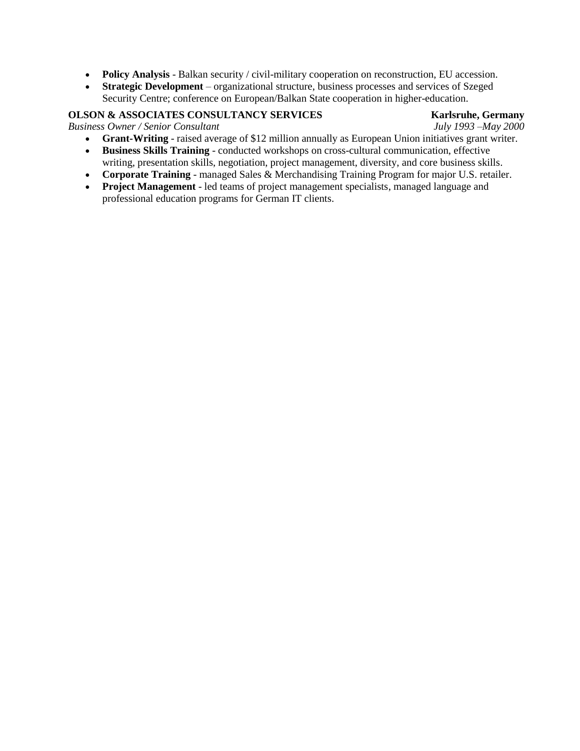- **Policy Analysis** - Balkan security / civil-military cooperation on reconstruction, EU accession.
- **Strategic Development** – organizational structure, business processes and services of Szeged Security Centre; conference on European/Balkan State cooperation in higher-education.

**OLSON & ASSOCIATES CONSULTANCY SERVICES** **Karlsruhe, Germany**
*Business Owner / Senior Consultant* *July 1993 –May 2000*

- **Grant-Writing** - raised average of $12 million annually as European Union initiatives grant writer.
- **Business Skills Training** - conducted workshops on cross-cultural communication, effective writing, presentation skills, negotiation, project management, diversity, and core business skills.
- **Corporate Training** - managed Sales & Merchandising Training Program for major U.S. retailer.
- **Project Management** - led teams of project management specialists, managed language and professional education programs for German IT clients.